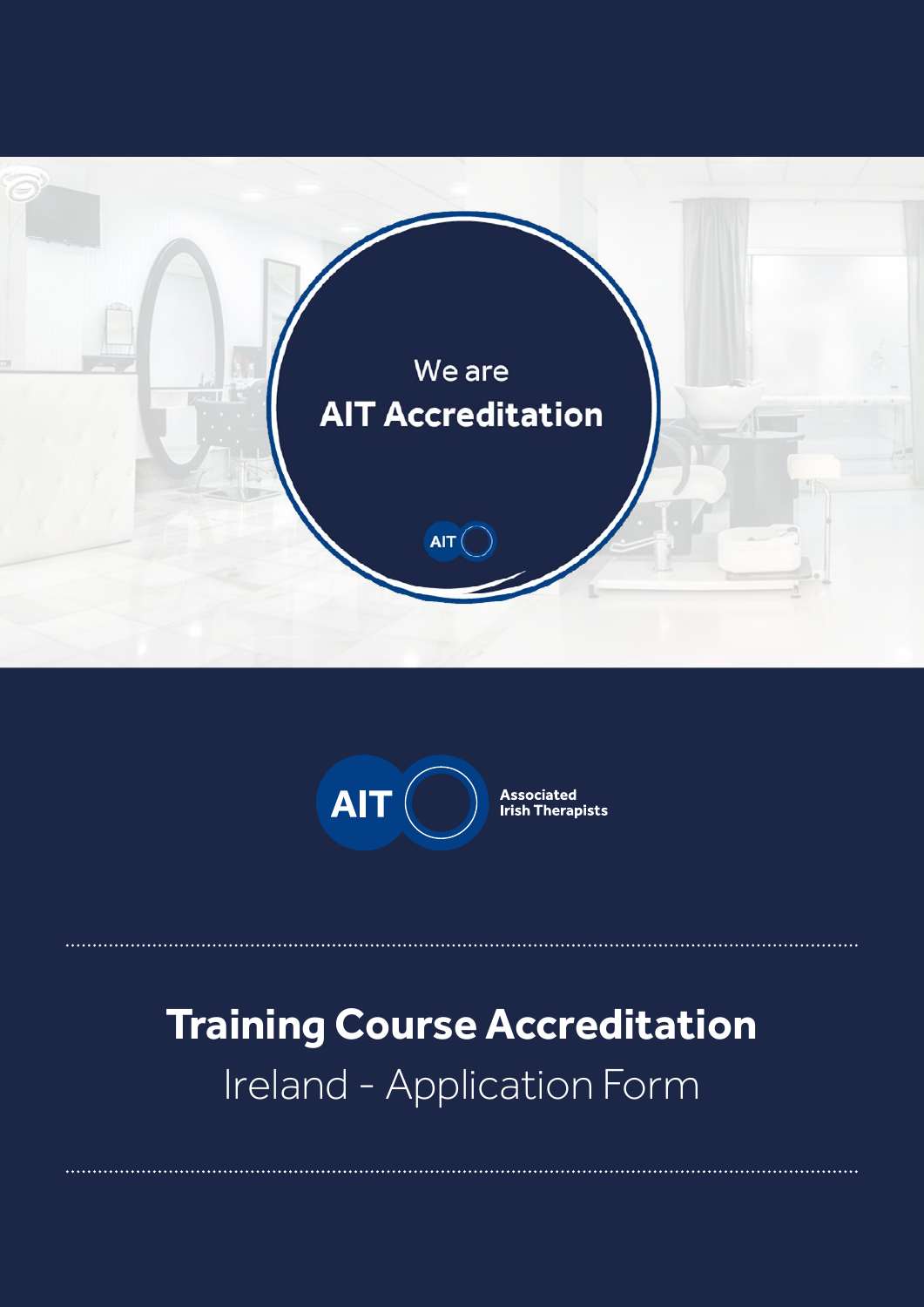We are
**AIT Accreditation**

AIT

AIT Associated Irish Therapists

# Training Course Accreditation

## Ireland - Application Form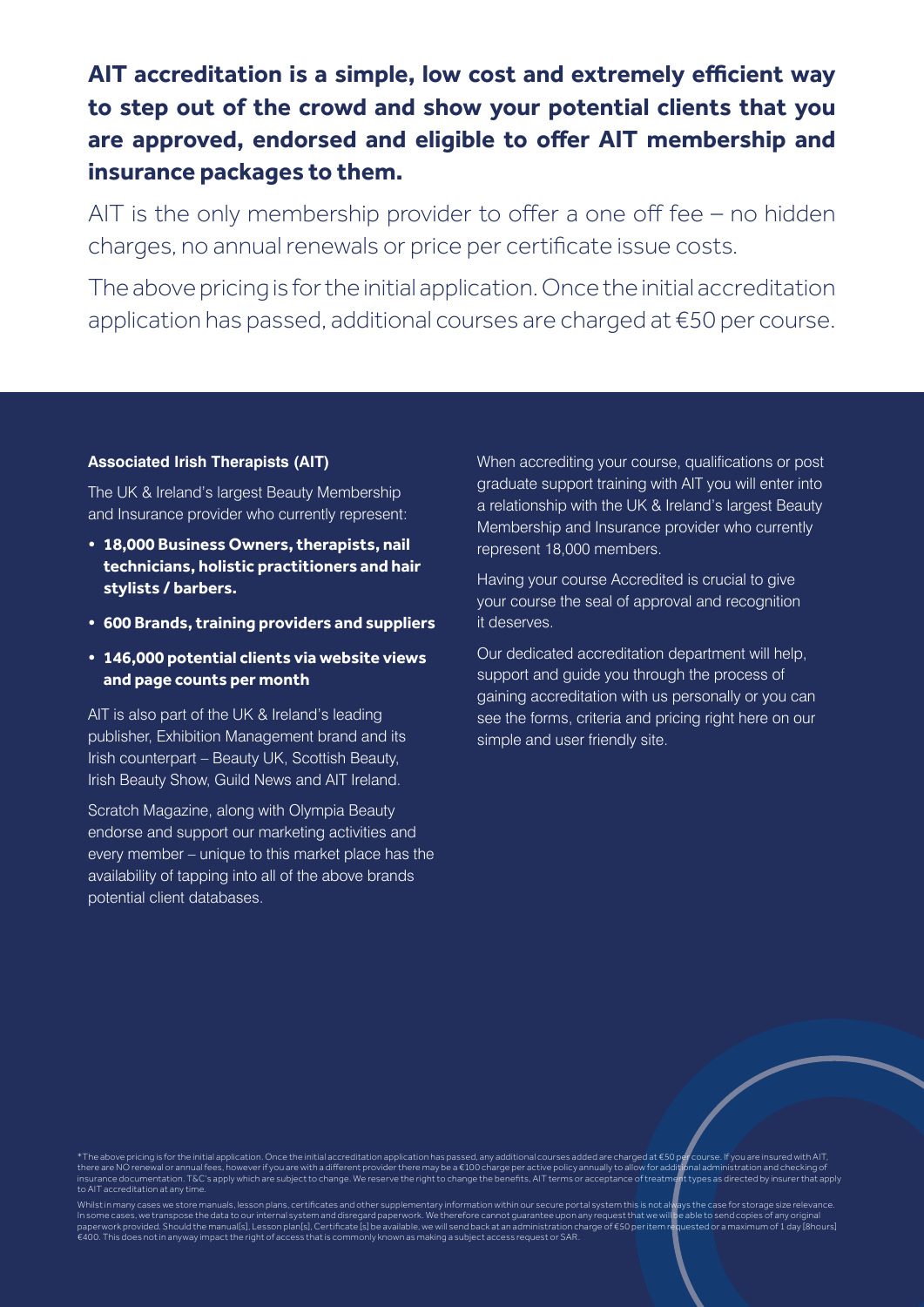**AIT accreditation is a simple, low cost and extremely efficient way to step out of the crowd and show your potential clients that you are approved, endorsed and eligible to offer AIT membership and insurance packages to them.**

AIT is the only membership provider to offer a one off fee – no hidden charges, no annual renewals or price per certificate issue costs.

The above pricing is for the initial application. Once the initial accreditation application has passed, additional courses are charged at €50 per course.

**Associated Irish Therapists (AIT)**

The UK & Ireland's largest Beauty Membership and Insurance provider who currently represent:

- **18,000 Business Owners, therapists, nail technicians, holistic practitioners and hair stylists / barbers.**
- **600 Brands, training providers and suppliers**
- **146,000 potential clients via website views and page counts per month**

AIT is also part of the UK & Ireland's leading publisher, Exhibition Management brand and its Irish counterpart – Beauty UK, Scottish Beauty, Irish Beauty Show, Guild News and AIT Ireland.

Scratch Magazine, along with Olympia Beauty endorse and support our marketing activities and every member – unique to this market place has the availability of tapping into all of the above brands potential client databases.

When accrediting your course, qualifications or post graduate support training with AIT you will enter into a relationship with the UK & Ireland's largest Beauty Membership and Insurance provider who currently represent 18,000 members.

Having your course Accredited is crucial to give your course the seal of approval and recognition it deserves.

Our dedicated accreditation department will help, support and guide you through the process of gaining accreditation with us personally or you can see the forms, criteria and pricing right here on our simple and user friendly site.

*The above pricing is for the initial application. Once the initial accreditation application has passed, any additional courses added are charged at €50 per course. If you are insured with AIT, there are NO renewal or annual fees, however if you are with a different provider there may be a €100 charge per active policy annually to allow for additional administration and checking of insurance documentation. T&C's apply which are subject to change. We reserve the right to change the benefits, AIT terms or acceptance of treatment types as directed by insurer that apply to AIT accreditation at any time.

Whilst in many cases we store manuals, lesson plans, certificates and other supplementary information within our secure portal system this is not always the case for storage size relevance. In some cases, we transpose the data to our internal system and disregard paperwork. We therefore cannot guarantee upon any request that we will be able to send copies of any original paperwork provided. Should the manual[s], Lesson plan[s], Certificate [s] be available, we will send back at an administration charge of €50 per item requested or a maximum of 1 day [8hours] €400. This does not in anyway impact the right of access that is commonly known as making a subject access request or SAR.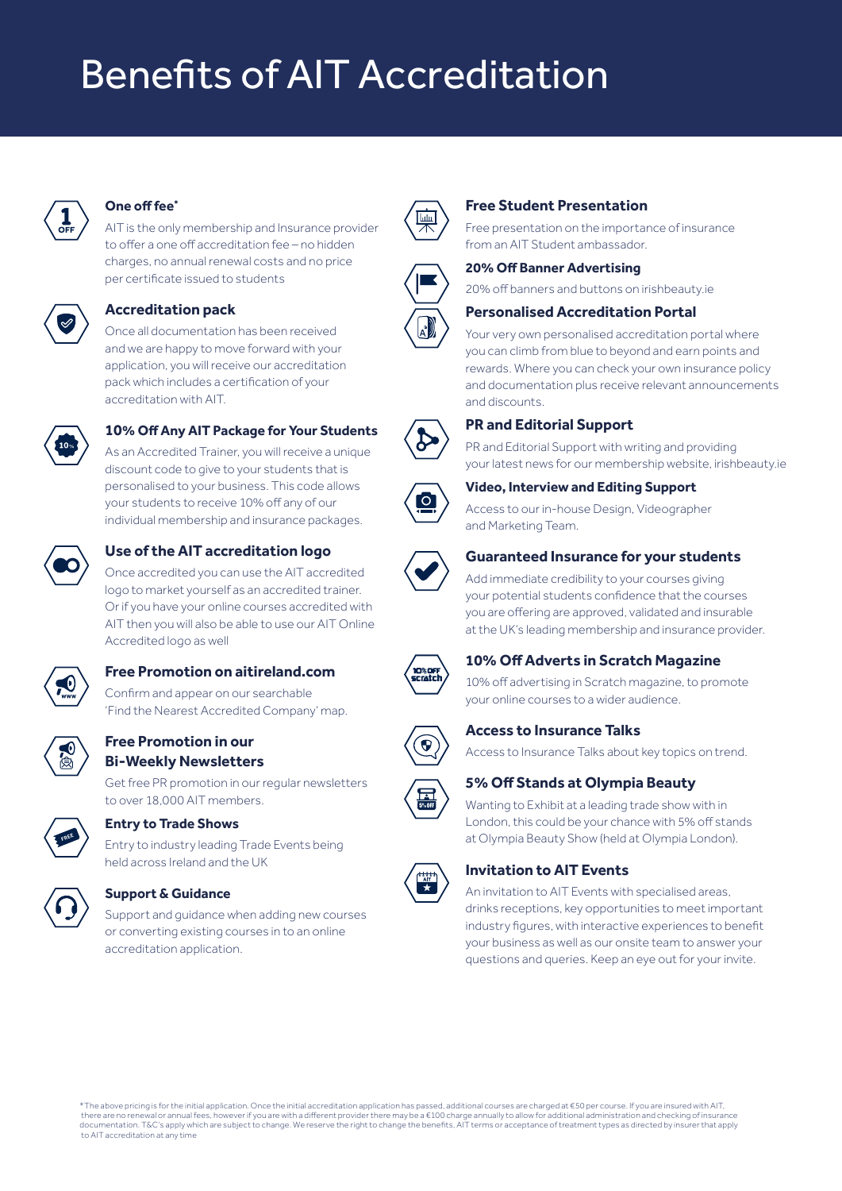# Benefits of AIT Accreditation

### One off fee*

AIT is the only membership and Insurance provider to offer a one off accreditation fee – no hidden charges, no annual renewal costs and no price per certificate issued to students

### Accreditation pack

Once all documentation has been received and we are happy to move forward with your application, you will receive our accreditation pack which includes a certification of your accreditation with AIT.

### 10% Off Any AIT Package for Your Students

As an Accredited Trainer, you will receive a unique discount code to give to your students that is personalised to your business. This code allows your students to receive 10% off any of our individual membership and insurance packages.

### Use of the AIT accreditation logo

Once accredited you can use the AIT accredited logo to market yourself as an accredited trainer. Or if you have your online courses accredited with AIT then you will also be able to use our AIT Online Accredited logo as well

### Free Promotion on aitireland.com

Confirm and appear on our searchable 'Find the Nearest Accredited Company' map.

### Free Promotion in our Bi-Weekly Newsletters

Get free PR promotion in our regular newsletters to over 18,000 AIT members.

### Entry to Trade Shows

Entry to industry leading Trade Events being held across Ireland and the UK

### Support & Guidance

Support and guidance when adding new courses or converting existing courses in to an online accreditation application.

### Free Student Presentation

Free presentation on the importance of insurance from an AIT Student ambassador.

### 20% Off Banner Advertising

20% off banners and buttons on irishbeauty.ie

### Personalised Accreditation Portal

Your very own personalised accreditation portal where you can climb from blue to beyond and earn points and rewards. Where you can check your own insurance policy and documentation plus receive relevant announcements and discounts.

### PR and Editorial Support

PR and Editorial Support with writing and providing your latest news for our membership website, irishbeauty.ie

### Video, Interview and Editing Support

Access to our in-house Design, Videographer and Marketing Team.

### Guaranteed Insurance for your students

Add immediate credibility to your courses giving your potential students confidence that the courses you are offering are approved, validated and insurable at the UK's leading membership and insurance provider.

### 10% Off Adverts in Scratch Magazine

10% off advertising in Scratch magazine, to promote your online courses to a wider audience.

### Access to Insurance Talks

Access to Insurance Talks about key topics on trend.

### 5% Off Stands at Olympia Beauty

Wanting to Exhibit at a leading trade show with in London, this could be your chance with 5% off stands at Olympia Beauty Show (held at Olympia London).

### Invitation to AIT Events

An invitation to AIT Events with specialised areas, drinks receptions, key opportunities to meet important industry figures, with interactive experiences to benefit your business as well as our onsite team to answer your questions and queries. Keep an eye out for your invite.

*The above pricing is for the initial application. Once the initial accreditation application has passed, additional courses are charged at €50 per course. If you are insured with AIT, there are no renewal or annual fees, however if you are with a different provider there may be a €100 charge annually to allow for additional administration and checking of insurance documentation. T&C's apply which are subject to change. We reserve the right to change the benefits, AIT terms or acceptance of treatment types as directed by insurer that apply to AIT accreditation at any time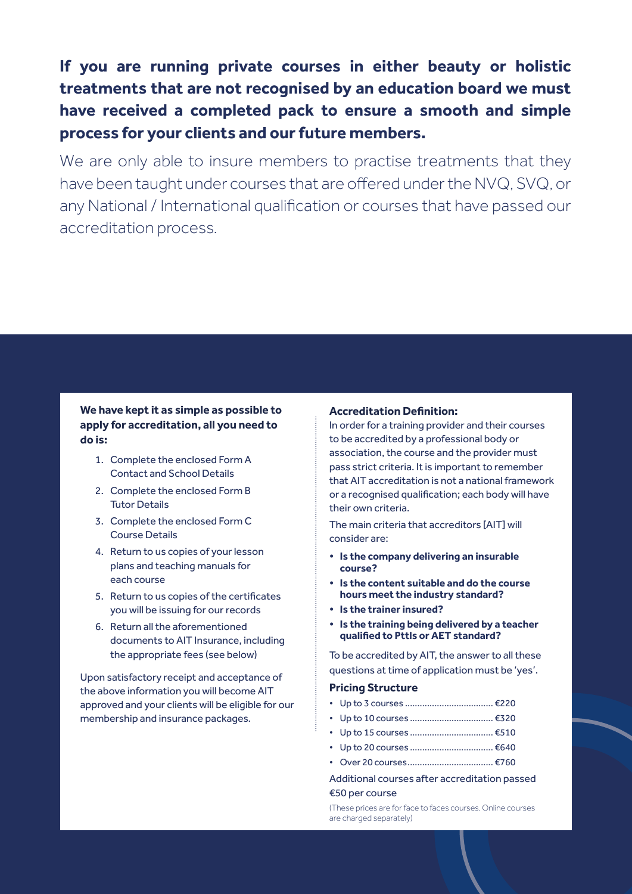**If you are running private courses in either beauty or holistic treatments that are not recognised by an education board we must have received a completed pack to ensure a smooth and simple process for your clients and our future members.**

We are only able to insure members to practise treatments that they have been taught under courses that are offered under the NVQ, SVQ, or any National / International qualification or courses that have passed our accreditation process.

**We have kept it as simple as possible to apply for accreditation, all you need to do is:**

1. Complete the enclosed Form A Contact and School Details
2. Complete the enclosed Form B Tutor Details
3. Complete the enclosed Form C Course Details
4. Return to us copies of your lesson plans and teaching manuals for each course
5. Return to us copies of the certificates you will be issuing for our records
6. Return all the aforementioned documents to AIT Insurance, including the appropriate fees (see below)

Upon satisfactory receipt and acceptance of the above information you will become AIT approved and your clients will be eligible for our membership and insurance packages.

**Accreditation Definition:**

In order for a training provider and their courses to be accredited by a professional body or association, the course and the provider must pass strict criteria. It is important to remember that AIT accreditation is not a national framework or a recognised qualification; each body will have their own criteria.

The main criteria that accreditors [AIT] will consider are:

- **Is the company delivering an insurable course?**
- **Is the content suitable and do the course hours meet the industry standard?**
- **Is the trainer insured?**
- **Is the training being delivered by a teacher qualified to Pttls or AET standard?**

To be accredited by AIT, the answer to all these questions at time of application must be 'yes'.

### Pricing Structure

- Up to 3 courses .................................... €220
- Up to 10 courses .................................. €320
- Up to 15 courses .................................. €510
- Up to 20 courses .................................. €640
- Over 20 courses.................................... €760

Additional courses after accreditation passed €50 per course

(These prices are for face to faces courses. Online courses are charged separately)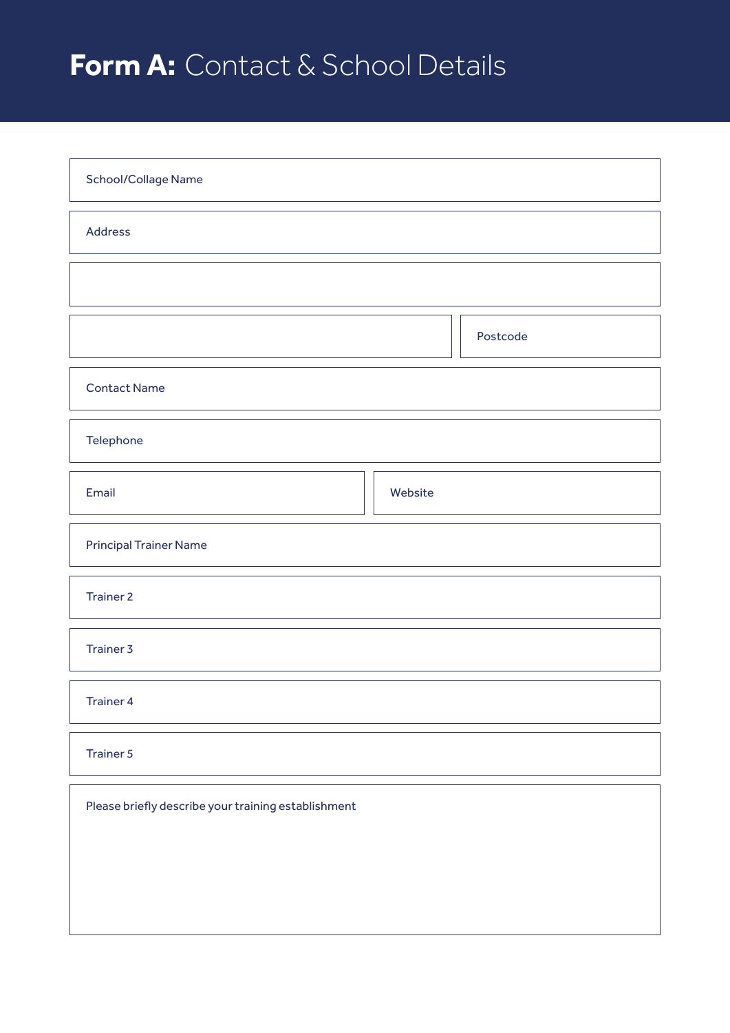# **Form A:** Contact & School Details

School/Collage Name

Address

Postcode

Contact Name

Telephone

Email

Website

Principal Trainer Name

Trainer 2

Trainer 3

Trainer 4

Trainer 5

Please briefly describe your training establishment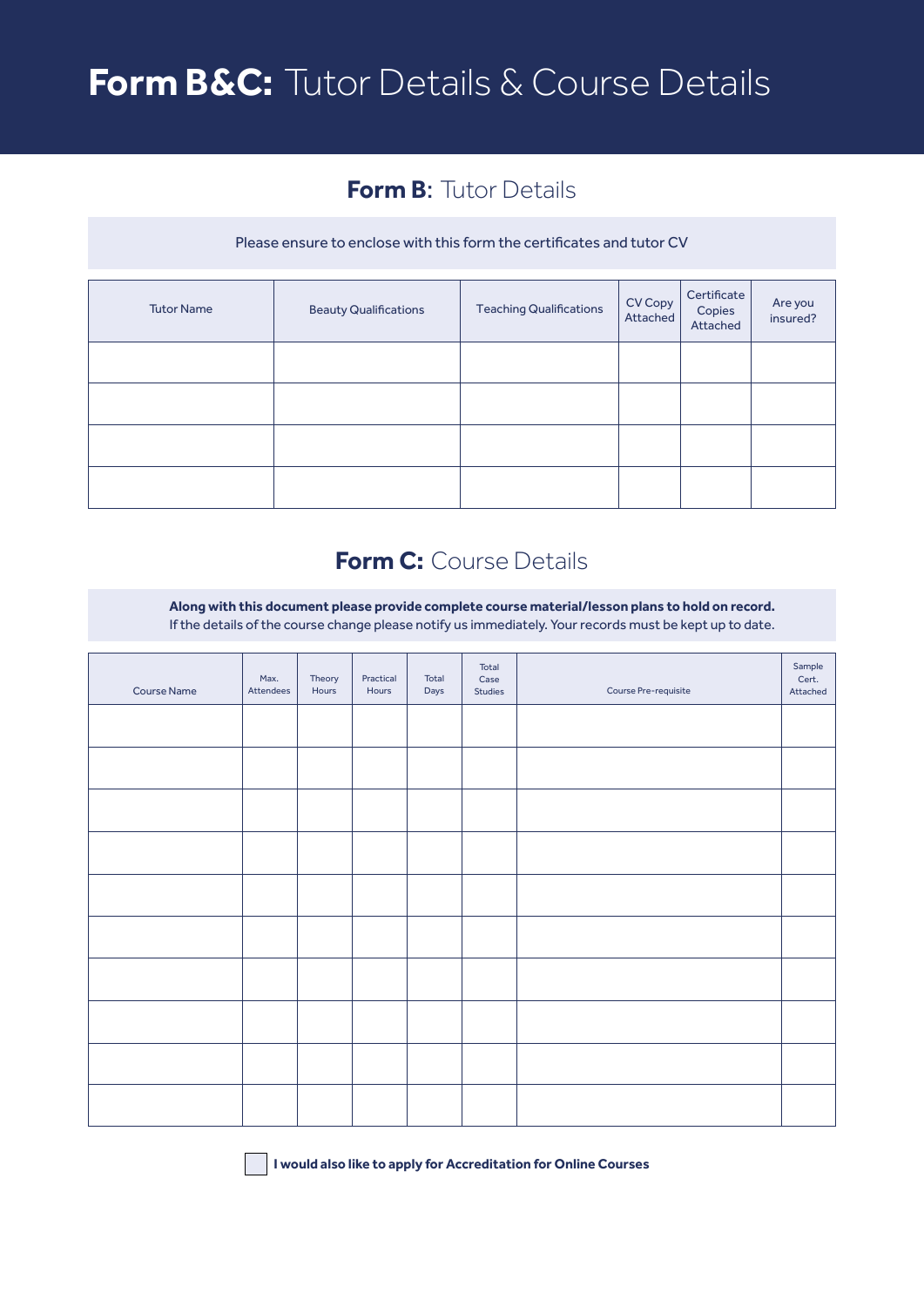# **Form B&C:** Tutor Details & Course Details

## **Form B:** Tutor Details

Please ensure to enclose with this form the certificates and tutor CV

| Tutor Name | Beauty Qualifications | Teaching Qualifications | CV Copy Attached | Certificate Copies Attached | Are you insured? |
|---|---|---|---|---|---|
| | | | | | |
| | | | | | |
| | | | | | |
| | | | | | |

## **Form C:** Course Details

**Along with this document please provide complete course material/lesson plans to hold on record.**
If the details of the course change please notify us immediately. Your records must be kept up to date.

| Course Name | Max. Attendees | Theory Hours | Practical Hours | Total Days | Total Case Studies | Course Pre-requisite | Sample Cert. Attached |
|---|---|---|---|---|---|---|---|
| | | | | | | | |
| | | | | | | | |
| | | | | | | | |
| | | | | | | | |
| | | | | | | | |
| | | | | | | | |
| | | | | | | | |
| | | | | | | | |
| | | | | | | | |
| | | | | | | | |

☐ **I would also like to apply for Accreditation for Online Courses**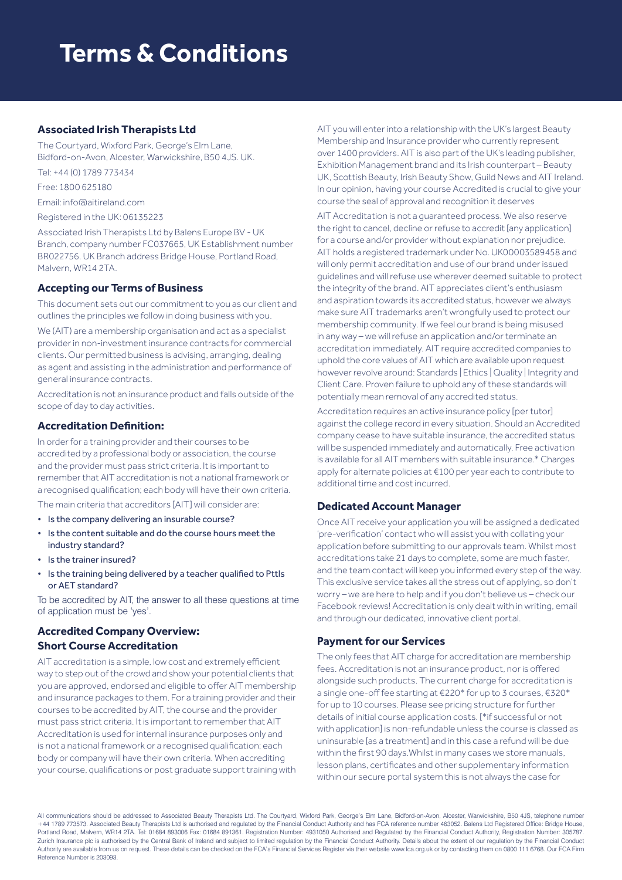# Terms & Conditions

## Associated Irish Therapists Ltd

The Courtyard, Wixford Park, George's Elm Lane, Bidford-on-Avon, Alcester, Warwickshire, B50 4JS. UK.

Tel: +44 (0) 1789 773434

Free: 1800 625180

Email: info@aitireland.com

Registered in the UK: 06135223

Associated Irish Therapists Ltd by Balens Europe BV - UK Branch, company number FC037665, UK Establishment number BR022756. UK Branch address Bridge House, Portland Road, Malvern, WR14 2TA.

## Accepting our Terms of Business

This document sets out our commitment to you as our client and outlines the principles we follow in doing business with you.

We (AIT) are a membership organisation and act as a specialist provider in non-investment insurance contracts for commercial clients. Our permitted business is advising, arranging, dealing as agent and assisting in the administration and performance of general insurance contracts.

Accreditation is not an insurance product and falls outside of the scope of day to day activities.

## Accreditation Definition:

In order for a training provider and their courses to be accredited by a professional body or association, the course and the provider must pass strict criteria. It is important to remember that AIT accreditation is not a national framework or a recognised qualification; each body will have their own criteria.

The main criteria that accreditors [AIT] will consider are:

- Is the company delivering an insurable course?
- Is the content suitable and do the course hours meet the industry standard?
- Is the trainer insured?
- Is the training being delivered by a teacher qualified to Pttls or AET standard?

To be accredited by AIT, the answer to all these questions at time of application must be 'yes'.

## Accredited Company Overview: Short Course Accreditation

AIT accreditation is a simple, low cost and extremely efficient way to step out of the crowd and show your potential clients that you are approved, endorsed and eligible to offer AIT membership and insurance packages to them. For a training provider and their courses to be accredited by AIT, the course and the provider must pass strict criteria. It is important to remember that AIT Accreditation is used for internal insurance purposes only and is not a national framework or a recognised qualification; each body or company will have their own criteria. When accrediting your course, qualifications or post graduate support training with AIT you will enter into a relationship with the UK's largest Beauty Membership and Insurance provider who currently represent over 1400 providers. AIT is also part of the UK's leading publisher, Exhibition Management brand and its Irish counterpart – Beauty UK, Scottish Beauty, Irish Beauty Show, Guild News and AIT Ireland. In our opinion, having your course Accredited is crucial to give your course the seal of approval and recognition it deserves

AIT Accreditation is not a guaranteed process. We also reserve the right to cancel, decline or refuse to accredit [any application] for a course and/or provider without explanation nor prejudice. AIT holds a registered trademark under No. UK00003589458 and will only permit accreditation and use of our brand under issued guidelines and will refuse use wherever deemed suitable to protect the integrity of the brand. AIT appreciates client's enthusiasm and aspiration towards its accredited status, however we always make sure AIT trademarks aren't wrongfully used to protect our membership community. If we feel our brand is being misused in any way – we will refuse an application and/or terminate an accreditation immediately. AIT require accredited companies to uphold the core values of AIT which are available upon request however revolve around: Standards | Ethics | Quality | Integrity and Client Care. Proven failure to uphold any of these standards will potentially mean removal of any accredited status.

Accreditation requires an active insurance policy [per tutor] against the college record in every situation. Should an Accredited company cease to have suitable insurance, the accredited status will be suspended immediately and automatically. Free activation is available for all AIT members with suitable insurance.* Charges apply for alternate policies at €100 per year each to contribute to additional time and cost incurred.

## Dedicated Account Manager

Once AIT receive your application you will be assigned a dedicated 'pre-verification' contact who will assist you with collating your application before submitting to our approvals team. Whilst most accreditations take 21 days to complete, some are much faster, and the team contact will keep you informed every step of the way. This exclusive service takes all the stress out of applying, so don't worry – we are here to help and if you don't believe us – check our Facebook reviews! Accreditation is only dealt with in writing, email and through our dedicated, innovative client portal.

## Payment for our Services

The only fees that AIT charge for accreditation are membership fees. Accreditation is not an insurance product, nor is offered alongside such products. The current charge for accreditation is a single one-off fee starting at €220* for up to 3 courses, €320* for up to 10 courses. Please see pricing structure for further details of initial course application costs. [*if successful or not with application] is non-refundable unless the course is classed as uninsurable [as a treatment] and in this case a refund will be due within the first 90 days.Whilst in many cases we store manuals, lesson plans, certificates and other supplementary information within our secure portal system this is not always the case for

All communications should be addressed to Associated Beauty Therapists Ltd. The Courtyard, Wixford Park, George's Elm Lane, Bidford-on-Avon, Alcester, Warwickshire, B50 4JS, telephone number +44 1789 773573. Associated Beauty Therapists Ltd is authorised and regulated by the Financial Conduct Authority and has FCA reference number 463052. Balens Ltd Registered Office: Bridge House, Portland Road, Malvern, WR14 2TA. Tel: 01684 893006 Fax: 01684 891361. Registration Number: 4931050 Authorised and Regulated by the Financial Conduct Authority, Registration Number: 305787. Zurich Insurance plc is authorised by the Central Bank of Ireland and subject to limited regulation by the Financial Conduct Authority. Details about the extent of our regulation by the Financial Conduct Authority are available from us on request. These details can be checked on the FCA's Financial Services Register via their website www.fca.org.uk or by contacting them on 0800 111 6768. Our FCA Firm Reference Number is 203093.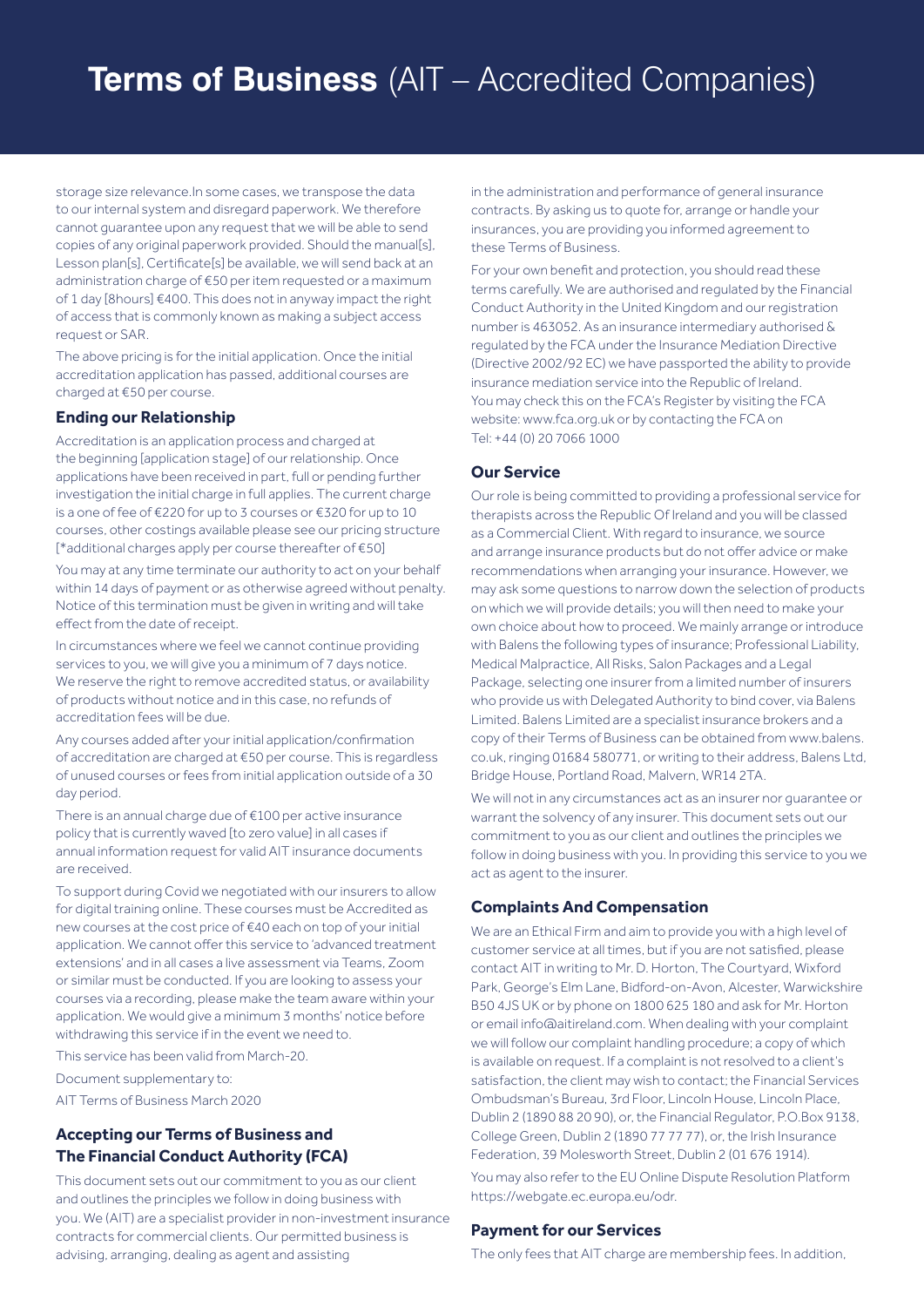# **Terms of Business** (AIT – Accredited Companies)

storage size relevance.In some cases, we transpose the data to our internal system and disregard paperwork. We therefore cannot guarantee upon any request that we will be able to send copies of any original paperwork provided. Should the manual[s], Lesson plan[s], Certificate[s] be available, we will send back at an administration charge of €50 per item requested or a maximum of 1 day [8hours] €400. This does not in anyway impact the right of access that is commonly known as making a subject access request or SAR.

The above pricing is for the initial application. Once the initial accreditation application has passed, additional courses are charged at €50 per course.

### Ending our Relationship

Accreditation is an application process and charged at the beginning [application stage] of our relationship. Once applications have been received in part, full or pending further investigation the initial charge in full applies. The current charge is a one of fee of €220 for up to 3 courses or €320 for up to 10 courses, other costings available please see our pricing structure [*additional charges apply per course thereafter of €50]

You may at any time terminate our authority to act on your behalf within 14 days of payment or as otherwise agreed without penalty. Notice of this termination must be given in writing and will take effect from the date of receipt.

In circumstances where we feel we cannot continue providing services to you, we will give you a minimum of 7 days notice. We reserve the right to remove accredited status, or availability of products without notice and in this case, no refunds of accreditation fees will be due.

Any courses added after your initial application/confirmation of accreditation are charged at €50 per course. This is regardless of unused courses or fees from initial application outside of a 30 day period.

There is an annual charge due of €100 per active insurance policy that is currently waved [to zero value] in all cases if annual information request for valid AIT insurance documents are received.

To support during Covid we negotiated with our insurers to allow for digital training online. These courses must be Accredited as new courses at the cost price of €40 each on top of your initial application. We cannot offer this service to 'advanced treatment extensions' and in all cases a live assessment via Teams, Zoom or similar must be conducted. If you are looking to assess your courses via a recording, please make the team aware within your application. We would give a minimum 3 months' notice before withdrawing this service if in the event we need to.

This service has been valid from March-20.

Document supplementary to:

AIT Terms of Business March 2020

### Accepting our Terms of Business and The Financial Conduct Authority (FCA)

This document sets out our commitment to you as our client and outlines the principles we follow in doing business with you. We (AIT) are a specialist provider in non-investment insurance contracts for commercial clients. Our permitted business is advising, arranging, dealing as agent and assisting in the administration and performance of general insurance contracts. By asking us to quote for, arrange or handle your insurances, you are providing you informed agreement to these Terms of Business.

For your own benefit and protection, you should read these terms carefully. We are authorised and regulated by the Financial Conduct Authority in the United Kingdom and our registration number is 463052. As an insurance intermediary authorised & regulated by the FCA under the Insurance Mediation Directive (Directive 2002/92 EC) we have passported the ability to provide insurance mediation service into the Republic of Ireland. You may check this on the FCA's Register by visiting the FCA website: www.fca.org.uk or by contacting the FCA on Tel: +44 (0) 20 7066 1000

### Our Service

Our role is being committed to providing a professional service for therapists across the Republic Of Ireland and you will be classed as a Commercial Client. With regard to insurance, we source and arrange insurance products but do not offer advice or make recommendations when arranging your insurance. However, we may ask some questions to narrow down the selection of products on which we will provide details; you will then need to make your own choice about how to proceed. We mainly arrange or introduce with Balens the following types of insurance; Professional Liability, Medical Malpractice, All Risks, Salon Packages and a Legal Package, selecting one insurer from a limited number of insurers who provide us with Delegated Authority to bind cover, via Balens Limited. Balens Limited are a specialist insurance brokers and a copy of their Terms of Business can be obtained from www.balens.co.uk, ringing 01684 580771, or writing to their address, Balens Ltd, Bridge House, Portland Road, Malvern, WR14 2TA.

We will not in any circumstances act as an insurer nor guarantee or warrant the solvency of any insurer. This document sets out our commitment to you as our client and outlines the principles we follow in doing business with you. In providing this service to you we act as agent to the insurer.

### Complaints And Compensation

We are an Ethical Firm and aim to provide you with a high level of customer service at all times, but if you are not satisfied, please contact AIT in writing to Mr. D. Horton, The Courtyard, Wixford Park, George's Elm Lane, Bidford-on-Avon, Alcester, Warwickshire B50 4JS UK or by phone on 1800 625 180 and ask for Mr. Horton or email info@aitireland.com. When dealing with your complaint we will follow our complaint handling procedure; a copy of which is available on request. If a complaint is not resolved to a client's satisfaction, the client may wish to contact; the Financial Services Ombudsman's Bureau, 3rd Floor, Lincoln House, Lincoln Place, Dublin 2 (1890 88 20 90), or, the Financial Regulator, P.O.Box 9138, College Green, Dublin 2 (1890 77 77 77), or, the Irish Insurance Federation, 39 Molesworth Street, Dublin 2 (01 676 1914).

You may also refer to the EU Online Dispute Resolution Platform https://webgate.ec.europa.eu/odr.

### Payment for our Services

The only fees that AIT charge are membership fees. In addition,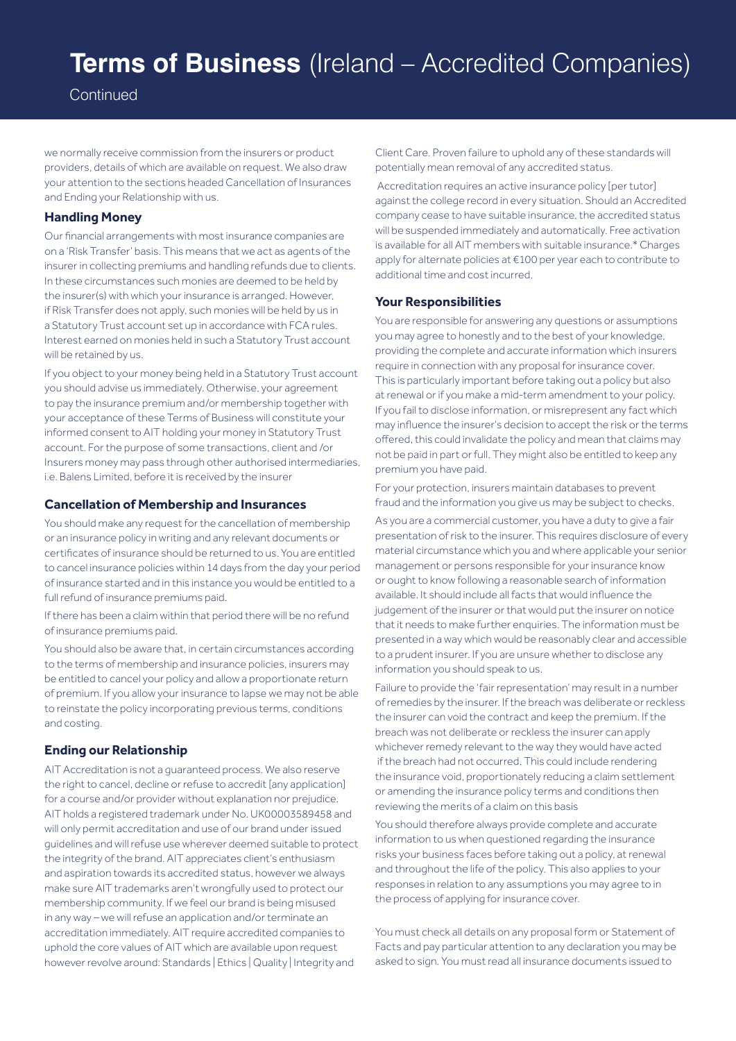# Terms of Business (Ireland – Accredited Companies)

Continued

we normally receive commission from the insurers or product providers, details of which are available on request. We also draw your attention to the sections headed Cancellation of Insurances and Ending your Relationship with us.

### Handling Money

Our financial arrangements with most insurance companies are on a 'Risk Transfer' basis. This means that we act as agents of the insurer in collecting premiums and handling refunds due to clients. In these circumstances such monies are deemed to be held by the insurer(s) with which your insurance is arranged. However, if Risk Transfer does not apply, such monies will be held by us in a Statutory Trust account set up in accordance with FCA rules. Interest earned on monies held in such a Statutory Trust account will be retained by us.

If you object to your money being held in a Statutory Trust account you should advise us immediately. Otherwise, your agreement to pay the insurance premium and/or membership together with your acceptance of these Terms of Business will constitute your informed consent to AIT holding your money in Statutory Trust account. For the purpose of some transactions, client and /or Insurers money may pass through other authorised intermediaries, i.e. Balens Limited, before it is received by the insurer

### Cancellation of Membership and Insurances

You should make any request for the cancellation of membership or an insurance policy in writing and any relevant documents or certificates of insurance should be returned to us. You are entitled to cancel insurance policies within 14 days from the day your period of insurance started and in this instance you would be entitled to a full refund of insurance premiums paid.

If there has been a claim within that period there will be no refund of insurance premiums paid.

You should also be aware that, in certain circumstances according to the terms of membership and insurance policies, insurers may be entitled to cancel your policy and allow a proportionate return of premium. If you allow your insurance to lapse we may not be able to reinstate the policy incorporating previous terms, conditions and costing.

### Ending our Relationship

AIT Accreditation is not a guaranteed process. We also reserve the right to cancel, decline or refuse to accredit [any application] for a course and/or provider without explanation nor prejudice. AIT holds a registered trademark under No. UK00003589458 and will only permit accreditation and use of our brand under issued guidelines and will refuse use wherever deemed suitable to protect the integrity of the brand. AIT appreciates client's enthusiasm and aspiration towards its accredited status, however we always make sure AIT trademarks aren't wrongfully used to protect our membership community. If we feel our brand is being misused in any way – we will refuse an application and/or terminate an accreditation immediately. AIT require accredited companies to uphold the core values of AIT which are available upon request however revolve around: Standards | Ethics | Quality | Integrity and Client Care. Proven failure to uphold any of these standards will potentially mean removal of any accredited status.

Accreditation requires an active insurance policy [per tutor] against the college record in every situation. Should an Accredited company cease to have suitable insurance, the accredited status will be suspended immediately and automatically. Free activation is available for all AIT members with suitable insurance.* Charges apply for alternate policies at €100 per year each to contribute to additional time and cost incurred.

### Your Responsibilities

You are responsible for answering any questions or assumptions you may agree to honestly and to the best of your knowledge, providing the complete and accurate information which insurers require in connection with any proposal for insurance cover. This is particularly important before taking out a policy but also at renewal or if you make a mid-term amendment to your policy. If you fail to disclose information, or misrepresent any fact which may influence the insurer's decision to accept the risk or the terms offered, this could invalidate the policy and mean that claims may not be paid in part or full. They might also be entitled to keep any premium you have paid.

For your protection, insurers maintain databases to prevent fraud and the information you give us may be subject to checks.

As you are a commercial customer, you have a duty to give a fair presentation of risk to the insurer. This requires disclosure of every material circumstance which you and where applicable your senior management or persons responsible for your insurance know or ought to know following a reasonable search of information available. It should include all facts that would influence the judgement of the insurer or that would put the insurer on notice that it needs to make further enquiries. The information must be presented in a way which would be reasonably clear and accessible to a prudent insurer. If you are unsure whether to disclose any information you should speak to us.

Failure to provide the 'fair representation' may result in a number of remedies by the insurer. If the breach was deliberate or reckless the insurer can void the contract and keep the premium. If the breach was not deliberate or reckless the insurer can apply whichever remedy relevant to the way they would have acted if the breach had not occurred. This could include rendering the insurance void, proportionately reducing a claim settlement or amending the insurance policy terms and conditions then reviewing the merits of a claim on this basis

You should therefore always provide complete and accurate information to us when questioned regarding the insurance risks your business faces before taking out a policy, at renewal and throughout the life of the policy. This also applies to your responses in relation to any assumptions you may agree to in the process of applying for insurance cover.

You must check all details on any proposal form or Statement of Facts and pay particular attention to any declaration you may be asked to sign. You must read all insurance documents issued to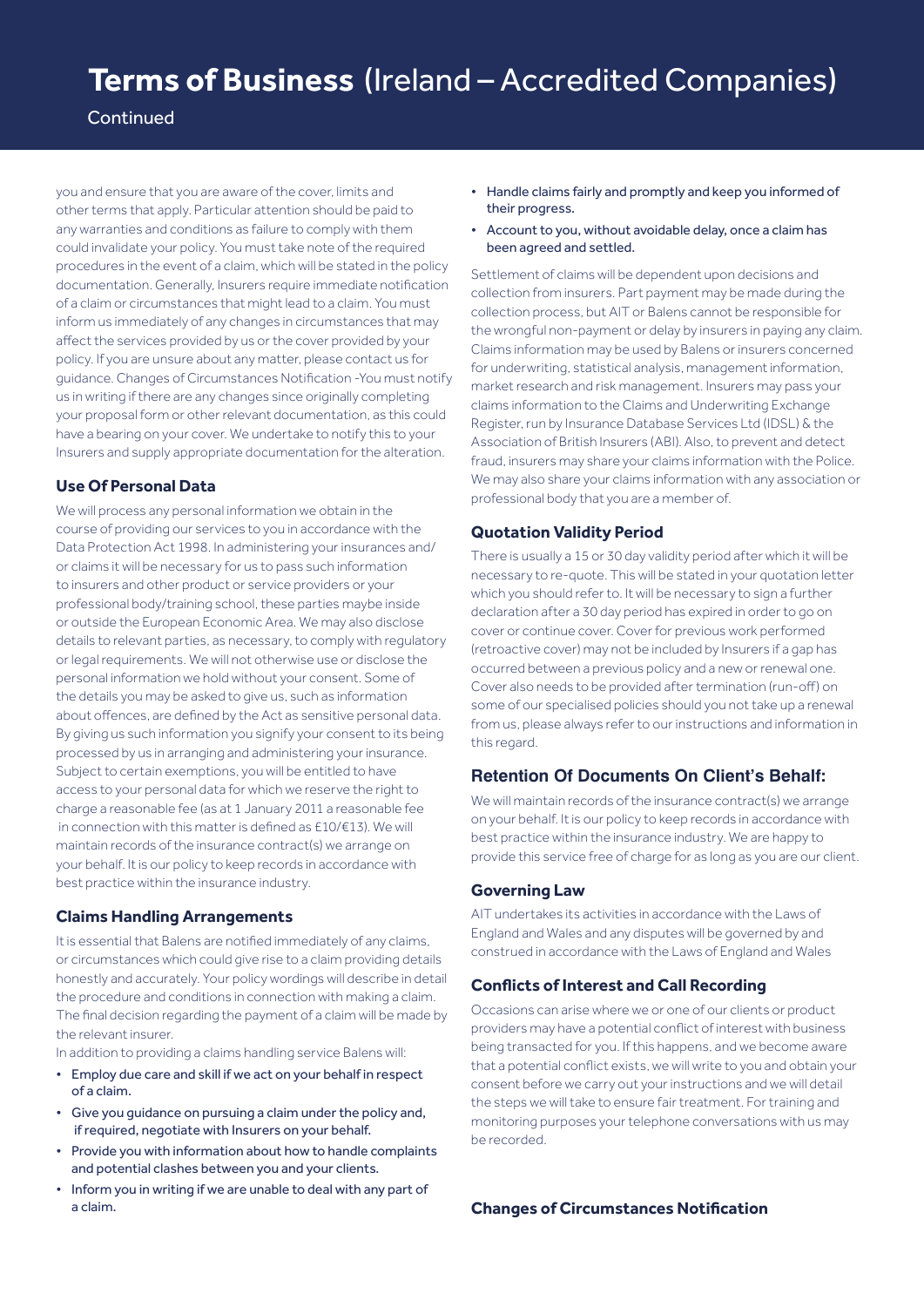# Terms of Business (Ireland – Accredited Companies)

Continued

you and ensure that you are aware of the cover, limits and other terms that apply. Particular attention should be paid to any warranties and conditions as failure to comply with them could invalidate your policy. You must take note of the required procedures in the event of a claim, which will be stated in the policy documentation. Generally, Insurers require immediate notification of a claim or circumstances that might lead to a claim. You must inform us immediately of any changes in circumstances that may affect the services provided by us or the cover provided by your policy. If you are unsure about any matter, please contact us for guidance. Changes of Circumstances Notification -You must notify us in writing if there are any changes since originally completing your proposal form or other relevant documentation, as this could have a bearing on your cover. We undertake to notify this to your Insurers and supply appropriate documentation for the alteration.

### Use Of Personal Data

We will process any personal information we obtain in the course of providing our services to you in accordance with the Data Protection Act 1998. In administering your insurances and/or claims it will be necessary for us to pass such information to insurers and other product or service providers or your professional body/training school, these parties maybe inside or outside the European Economic Area. We may also disclose details to relevant parties, as necessary, to comply with regulatory or legal requirements. We will not otherwise use or disclose the personal information we hold without your consent. Some of the details you may be asked to give us, such as information about offences, are defined by the Act as sensitive personal data. By giving us such information you signify your consent to its being processed by us in arranging and administering your insurance. Subject to certain exemptions, you will be entitled to have access to your personal data for which we reserve the right to charge a reasonable fee (as at 1 January 2011 a reasonable fee in connection with this matter is defined as £10/€13). We will maintain records of the insurance contract(s) we arrange on your behalf. It is our policy to keep records in accordance with best practice within the insurance industry.

### Claims Handling Arrangements

It is essential that Balens are notified immediately of any claims, or circumstances which could give rise to a claim providing details honestly and accurately. Your policy wordings will describe in detail the procedure and conditions in connection with making a claim. The final decision regarding the payment of a claim will be made by the relevant insurer.

In addition to providing a claims handling service Balens will:

- Employ due care and skill if we act on your behalf in respect of a claim.
- Give you guidance on pursuing a claim under the policy and, if required, negotiate with Insurers on your behalf.
- Provide you with information about how to handle complaints and potential clashes between you and your clients.
- Inform you in writing if we are unable to deal with any part of a claim.
- Handle claims fairly and promptly and keep you informed of their progress.
- Account to you, without avoidable delay, once a claim has been agreed and settled.

Settlement of claims will be dependent upon decisions and collection from insurers. Part payment may be made during the collection process, but AIT or Balens cannot be responsible for the wrongful non-payment or delay by insurers in paying any claim. Claims information may be used by Balens or insurers concerned for underwriting, statistical analysis, management information, market research and risk management. Insurers may pass your claims information to the Claims and Underwriting Exchange Register, run by Insurance Database Services Ltd (IDSL) & the Association of British Insurers (ABI). Also, to prevent and detect fraud, insurers may share your claims information with the Police. We may also share your claims information with any association or professional body that you are a member of.

### Quotation Validity Period

There is usually a 15 or 30 day validity period after which it will be necessary to re-quote. This will be stated in your quotation letter which you should refer to. It will be necessary to sign a further declaration after a 30 day period has expired in order to go on cover or continue cover. Cover for previous work performed (retroactive cover) may not be included by Insurers if a gap has occurred between a previous policy and a new or renewal one. Cover also needs to be provided after termination (run-off) on some of our specialised policies should you not take up a renewal from us, please always refer to our instructions and information in this regard.

### Retention Of Documents On Client's Behalf:

We will maintain records of the insurance contract(s) we arrange on your behalf. It is our policy to keep records in accordance with best practice within the insurance industry. We are happy to provide this service free of charge for as long as you are our client.

### Governing Law

AIT undertakes its activities in accordance with the Laws of England and Wales and any disputes will be governed by and construed in accordance with the Laws of England and Wales

### Conflicts of Interest and Call Recording

Occasions can arise where we or one of our clients or product providers may have a potential conflict of interest with business being transacted for you. If this happens, and we become aware that a potential conflict exists, we will write to you and obtain your consent before we carry out your instructions and we will detail the steps we will take to ensure fair treatment. For training and monitoring purposes your telephone conversations with us may be recorded.

### Changes of Circumstances Notification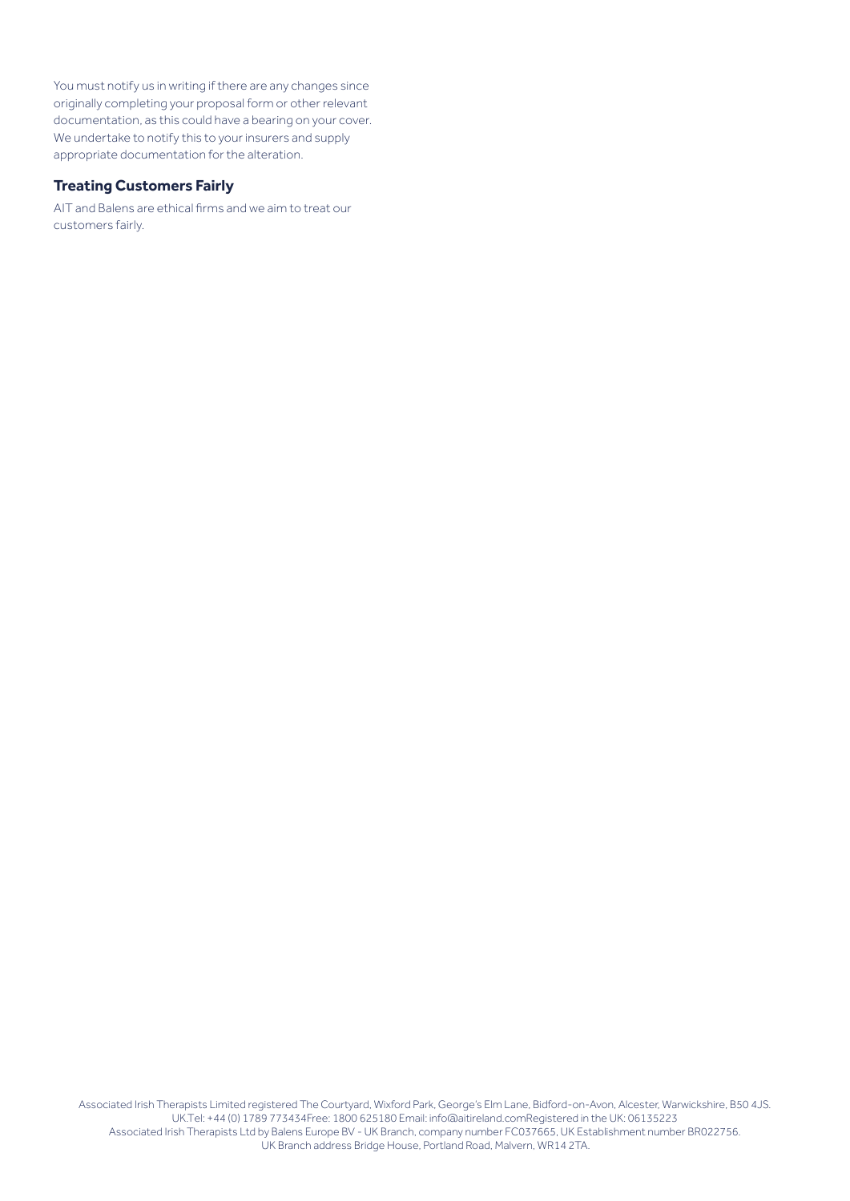You must notify us in writing if there are any changes since originally completing your proposal form or other relevant documentation, as this could have a bearing on your cover. We undertake to notify this to your insurers and supply appropriate documentation for the alteration.

### Treating Customers Fairly

AIT and Balens are ethical firms and we aim to treat our customers fairly.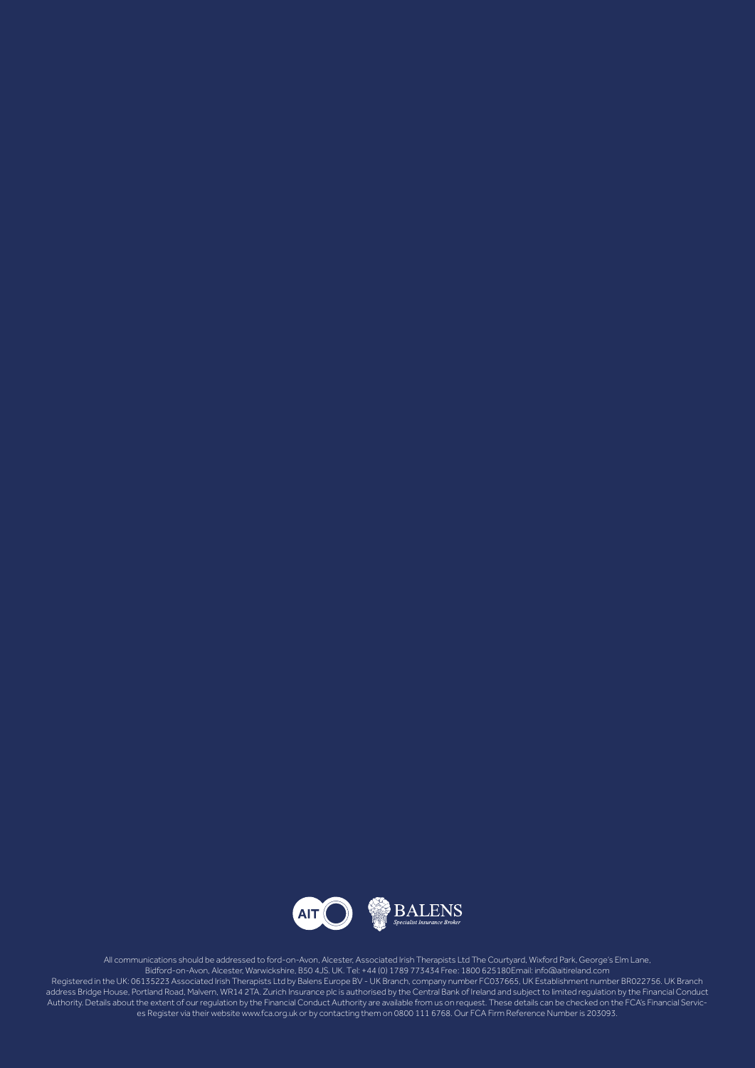AIT

BALENS
*Specialist Insurance Broker*

All communications should be addressed to ford-on-Avon, Alcester, Associated Irish Therapists Ltd The Courtyard, Wixford Park, George's Elm Lane, Bidford-on-Avon, Alcester, Warwickshire, B50 4JS. UK. Tel: +44 (0) 1789 773434 Free: 1800 625180Email: info@aitireland.com
Registered in the UK: 06135223 Associated Irish Therapists Ltd by Balens Europe BV - UK Branch, company number FC037665, UK Establishment number BR022756. UK Branch address Bridge House, Portland Road, Malvern, WR14 2TA. Zurich Insurance plc is authorised by the Central Bank of Ireland and subject to limited regulation by the Financial Conduct Authority. Details about the extent of our regulation by the Financial Conduct Authority are available from us on request. These details can be checked on the FCA's Financial Services Register via their website www.fca.org.uk or by contacting them on 0800 111 6768. Our FCA Firm Reference Number is 203093.